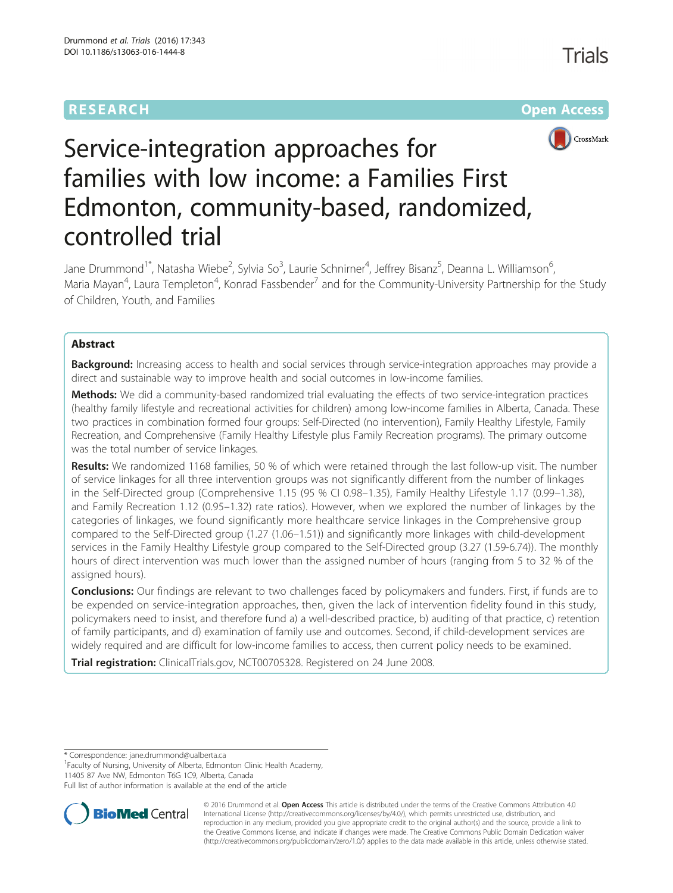RESEARCH Open Access

# Service-integration approaches for families with low income: a Families First Edmonton, community-based, randomized, controlled trial

Jane Drummond[1*], Natasha Wiebe[2], Sylvia So[3], Laurie Schnirner[4], Jeffrey Bisanz[5], Deanna L. Williamson[6], Maria Mayan[4], Laura Templeton[4], Konrad Fassbender[7] and for the Community-University Partnership for the Study of Children, Youth, and Families

## Abstract

**Background:** Increasing access to health and social services through service-integration approaches may provide a direct and sustainable way to improve health and social outcomes in low-income families.

**Methods:** We did a community-based randomized trial evaluating the effects of two service-integration practices (healthy family lifestyle and recreational activities for children) among low-income families in Alberta, Canada. These two practices in combination formed four groups: Self-Directed (no intervention), Family Healthy Lifestyle, Family Recreation, and Comprehensive (Family Healthy Lifestyle plus Family Recreation programs). The primary outcome was the total number of service linkages.

**Results:** We randomized 1168 families, 50 % of which were retained through the last follow-up visit. The number of service linkages for all three intervention groups was not significantly different from the number of linkages in the Self-Directed group (Comprehensive 1.15 (95 % CI 0.98–1.35), Family Healthy Lifestyle 1.17 (0.99–1.38), and Family Recreation 1.12 (0.95–1.32) rate ratios). However, when we explored the number of linkages by the categories of linkages, we found significantly more healthcare service linkages in the Comprehensive group compared to the Self-Directed group (1.27 (1.06–1.51)) and significantly more linkages with child-development services in the Family Healthy Lifestyle group compared to the Self-Directed group (3.27 (1.59-6.74)). The monthly hours of direct intervention was much lower than the assigned number of hours (ranging from 5 to 32 % of the assigned hours).

**Conclusions:** Our findings are relevant to two challenges faced by policymakers and funders. First, if funds are to be expended on service-integration approaches, then, given the lack of intervention fidelity found in this study, policymakers need to insist, and therefore fund a) a well-described practice, b) auditing of that practice, c) retention of family participants, and d) examination of family use and outcomes. Second, if child-development services are widely required and are difficult for low-income families to access, then current policy needs to be examined.

**Trial registration:** ClinicalTrials.gov, NCT00705328. Registered on 24 June 2008.

---

\* Correspondence: jane.drummond@ualberta.ca
[1]Faculty of Nursing, University of Alberta, Edmonton Clinic Health Academy, 11405 87 Ave NW, Edmonton T6G 1C9, Alberta, Canada
Full list of author information is available at the end of the article

© 2016 Drummond et al. **Open Access** This article is distributed under the terms of the Creative Commons Attribution 4.0 International License (http://creativecommons.org/licenses/by/4.0/), which permits unrestricted use, distribution, and reproduction in any medium, provided you give appropriate credit to the original author(s) and the source, provide a link to the Creative Commons license, and indicate if changes were made. The Creative Commons Public Domain Dedication waiver (http://creativecommons.org/publicdomain/zero/1.0/) applies to the data made available in this article, unless otherwise stated.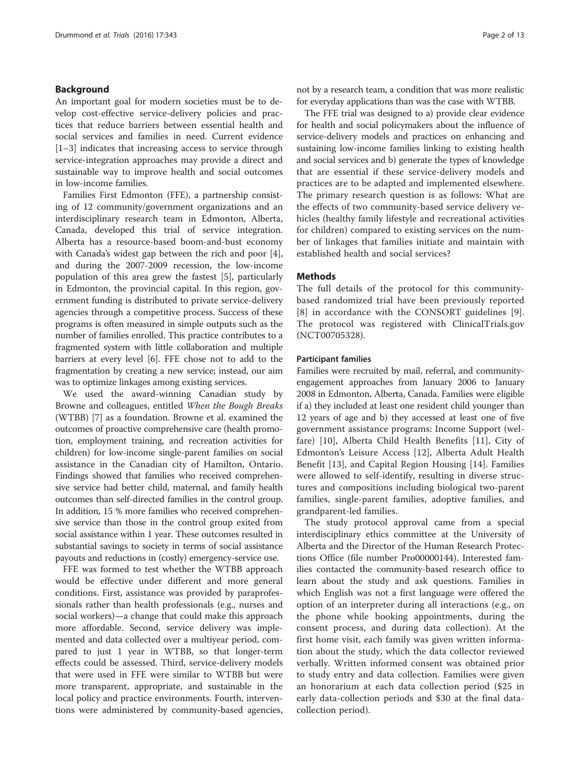## Background

An important goal for modern societies must be to develop cost-effective service-delivery policies and practices that reduce barriers between essential health and social services and families in need. Current evidence [1–3] indicates that increasing access to service through service-integration approaches may provide a direct and sustainable way to improve health and social outcomes in low-income families.

Families First Edmonton (FFE), a partnership consisting of 12 community/government organizations and an interdisciplinary research team in Edmonton, Alberta, Canada, developed this trial of service integration. Alberta has a resource-based boom-and-bust economy with Canada's widest gap between the rich and poor [4], and during the 2007-2009 recession, the low-income population of this area grew the fastest [5], particularly in Edmonton, the provincial capital. In this region, government funding is distributed to private service-delivery agencies through a competitive process. Success of these programs is often measured in simple outputs such as the number of families enrolled. This practice contributes to a fragmented system with little collaboration and multiple barriers at every level [6]. FFE chose not to add to the fragmentation by creating a new service; instead, our aim was to optimize linkages among existing services.

We used the award-winning Canadian study by Browne and colleagues, entitled *When the Bough Breaks* (WTBB) [7] as a foundation. Browne et al. examined the outcomes of proactive comprehensive care (health promotion, employment training, and recreation activities for children) for low-income single-parent families on social assistance in the Canadian city of Hamilton, Ontario. Findings showed that families who received comprehensive service had better child, maternal, and family health outcomes than self-directed families in the control group. In addition, 15 % more families who received comprehensive service than those in the control group exited from social assistance within 1 year. These outcomes resulted in substantial savings to society in terms of social assistance payouts and reductions in (costly) emergency-service use.

FFE was formed to test whether the WTBB approach would be effective under different and more general conditions. First, assistance was provided by paraprofessionals rather than health professionals (e.g., nurses and social workers)—a change that could make this approach more affordable. Second, service delivery was implemented and data collected over a multiyear period, compared to just 1 year in WTBB, so that longer-term effects could be assessed. Third, service-delivery models that were used in FFE were similar to WTBB but were more transparent, appropriate, and sustainable in the local policy and practice environments. Fourth, interventions were administered by community-based agencies, not by a research team, a condition that was more realistic for everyday applications than was the case with WTBB.

The FFE trial was designed to a) provide clear evidence for health and social policymakers about the influence of service-delivery models and practices on enhancing and sustaining low-income families linking to existing health and social services and b) generate the types of knowledge that are essential if these service-delivery models and practices are to be adapted and implemented elsewhere. The primary research question is as follows: What are the effects of two community-based service delivery vehicles (healthy family lifestyle and recreational activities for children) compared to existing services on the number of linkages that families initiate and maintain with established health and social services?

## Methods

The full details of the protocol for this community-based randomized trial have been previously reported [8] in accordance with the CONSORT guidelines [9]. The protocol was registered with ClinicalTrials.gov (NCT00705328).

### Participant families

Families were recruited by mail, referral, and community-engagement approaches from January 2006 to January 2008 in Edmonton, Alberta, Canada. Families were eligible if a) they included at least one resident child younger than 12 years of age and b) they accessed at least one of five government assistance programs: Income Support (welfare) [10], Alberta Child Health Benefits [11], City of Edmonton's Leisure Access [12], Alberta Adult Health Benefit [13], and Capital Region Housing [14]. Families were allowed to self-identify, resulting in diverse structures and compositions including biological two-parent families, single-parent families, adoptive families, and grandparent-led families.

The study protocol approval came from a special interdisciplinary ethics committee at the University of Alberta and the Director of the Human Research Protections Office (file number Pro00000144). Interested families contacted the community-based research office to learn about the study and ask questions. Families in which English was not a first language were offered the option of an interpreter during all interactions (e.g., on the phone while booking appointments, during the consent process, and during data collection). At the first home visit, each family was given written information about the study, which the data collector reviewed verbally. Written informed consent was obtained prior to study entry and data collection. Families were given an honorarium at each data collection period ($25 in early data-collection periods and $30 at the final data-collection period).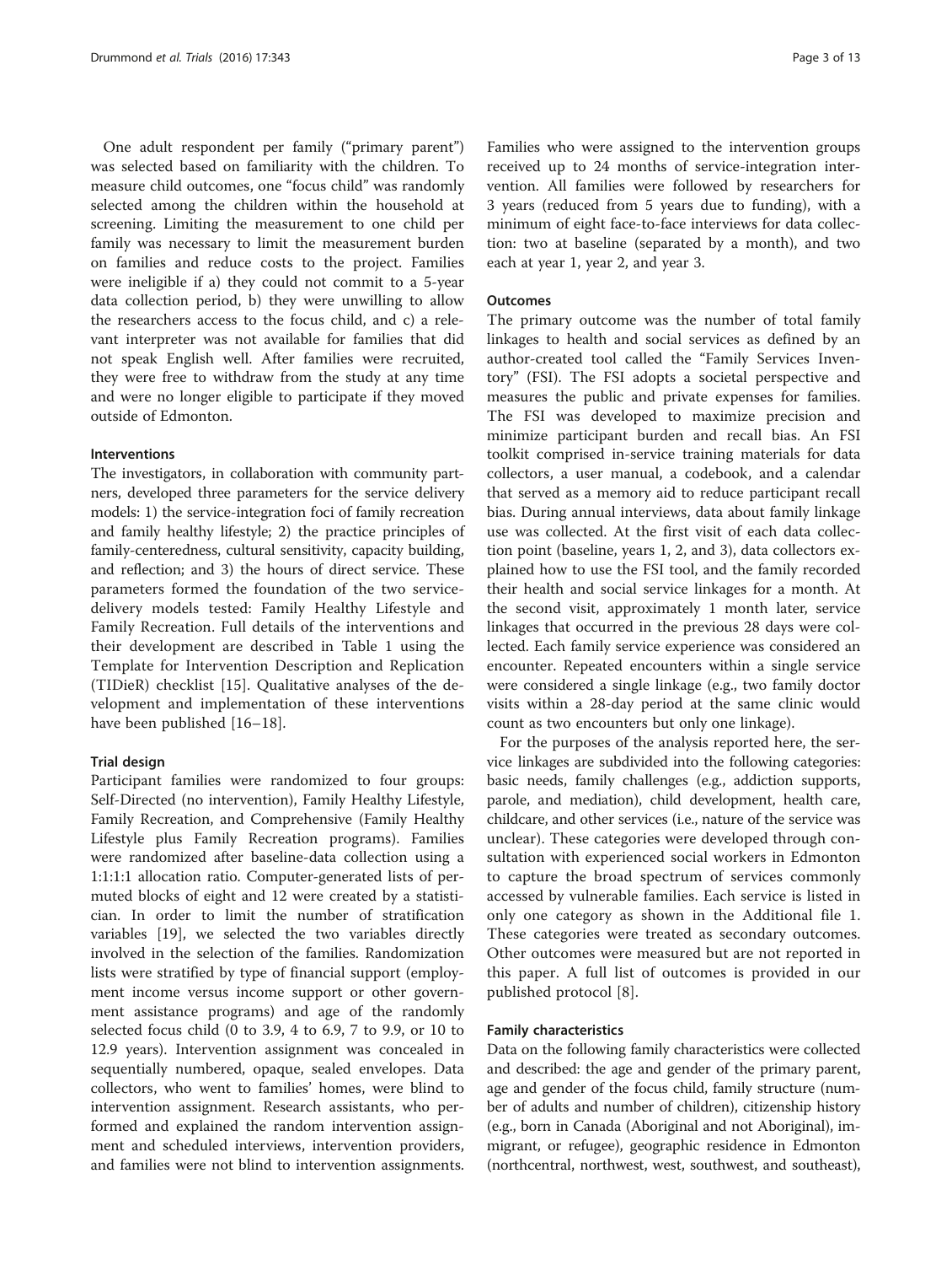One adult respondent per family ("primary parent") was selected based on familiarity with the children. To measure child outcomes, one "focus child" was randomly selected among the children within the household at screening. Limiting the measurement to one child per family was necessary to limit the measurement burden on families and reduce costs to the project. Families were ineligible if a) they could not commit to a 5-year data collection period, b) they were unwilling to allow the researchers access to the focus child, and c) a relevant interpreter was not available for families that did not speak English well. After families were recruited, they were free to withdraw from the study at any time and were no longer eligible to participate if they moved outside of Edmonton.

### Interventions

The investigators, in collaboration with community partners, developed three parameters for the service delivery models: 1) the service-integration foci of family recreation and family healthy lifestyle; 2) the practice principles of family-centeredness, cultural sensitivity, capacity building, and reflection; and 3) the hours of direct service. These parameters formed the foundation of the two service-delivery models tested: Family Healthy Lifestyle and Family Recreation. Full details of the interventions and their development are described in Table 1 using the Template for Intervention Description and Replication (TIDieR) checklist [15]. Qualitative analyses of the development and implementation of these interventions have been published [16–18].

### Trial design

Participant families were randomized to four groups: Self-Directed (no intervention), Family Healthy Lifestyle, Family Recreation, and Comprehensive (Family Healthy Lifestyle plus Family Recreation programs). Families were randomized after baseline-data collection using a 1:1:1:1 allocation ratio. Computer-generated lists of permuted blocks of eight and 12 were created by a statistician. In order to limit the number of stratification variables [19], we selected the two variables directly involved in the selection of the families. Randomization lists were stratified by type of financial support (employment income versus income support or other government assistance programs) and age of the randomly selected focus child (0 to 3.9, 4 to 6.9, 7 to 9.9, or 10 to 12.9 years). Intervention assignment was concealed in sequentially numbered, opaque, sealed envelopes. Data collectors, who went to families' homes, were blind to intervention assignment. Research assistants, who performed and explained the random intervention assignment and scheduled interviews, intervention providers, and families were not blind to intervention assignments. Families who were assigned to the intervention groups received up to 24 months of service-integration intervention. All families were followed by researchers for 3 years (reduced from 5 years due to funding), with a minimum of eight face-to-face interviews for data collection: two at baseline (separated by a month), and two each at year 1, year 2, and year 3.

### Outcomes

The primary outcome was the number of total family linkages to health and social services as defined by an author-created tool called the "Family Services Inventory" (FSI). The FSI adopts a societal perspective and measures the public and private expenses for families. The FSI was developed to maximize precision and minimize participant burden and recall bias. An FSI toolkit comprised in-service training materials for data collectors, a user manual, a codebook, and a calendar that served as a memory aid to reduce participant recall bias. During annual interviews, data about family linkage use was collected. At the first visit of each data collection point (baseline, years 1, 2, and 3), data collectors explained how to use the FSI tool, and the family recorded their health and social service linkages for a month. At the second visit, approximately 1 month later, service linkages that occurred in the previous 28 days were collected. Each family service experience was considered an encounter. Repeated encounters within a single service were considered a single linkage (e.g., two family doctor visits within a 28-day period at the same clinic would count as two encounters but only one linkage).

For the purposes of the analysis reported here, the service linkages are subdivided into the following categories: basic needs, family challenges (e.g., addiction supports, parole, and mediation), child development, health care, childcare, and other services (i.e., nature of the service was unclear). These categories were developed through consultation with experienced social workers in Edmonton to capture the broad spectrum of services commonly accessed by vulnerable families. Each service is listed in only one category as shown in the Additional file 1. These categories were treated as secondary outcomes. Other outcomes were measured but are not reported in this paper. A full list of outcomes is provided in our published protocol [8].

### Family characteristics

Data on the following family characteristics were collected and described: the age and gender of the primary parent, age and gender of the focus child, family structure (number of adults and number of children), citizenship history (e.g., born in Canada (Aboriginal and not Aboriginal), immigrant, or refugee), geographic residence in Edmonton (northcentral, northwest, west, southwest, and southeast),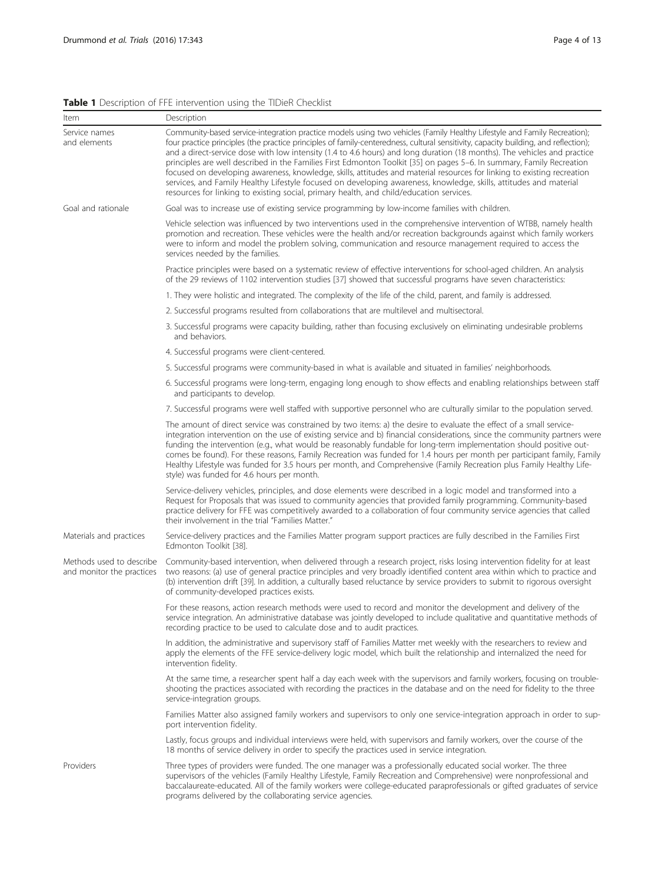**Table 1** Description of FFE intervention using the TIDieR Checklist

| Item | Description |
|---|---|
| Service names and elements | Community-based service-integration practice models using two vehicles (Family Healthy Lifestyle and Family Recreation); four practice principles (the practice principles of family-centeredness, cultural sensitivity, capacity building, and reflection); and a direct-service dose with low intensity (1.4 to 4.6 hours) and long duration (18 months). The vehicles and practice principles are well described in the Families First Edmonton Toolkit [35] on pages 5–6. In summary, Family Recreation focused on developing awareness, knowledge, skills, attitudes and material resources for linking to existing recreation services, and Family Healthy Lifestyle focused on developing awareness, knowledge, skills, attitudes and material resources for linking to existing social, primary health, and child/education services. |
| Goal and rationale | Goal was to increase use of existing service programming by low-income families with children. |
| | Vehicle selection was influenced by two interventions used in the comprehensive intervention of WTBB, namely health promotion and recreation. These vehicles were the health and/or recreation backgrounds against which family workers were to inform and model the problem solving, communication and resource management required to access the services needed by the families. |
| | Practice principles were based on a systematic review of effective interventions for school-aged children. An analysis of the 29 reviews of 1102 intervention studies [37] showed that successful programs have seven characteristics: |
| | 1. They were holistic and integrated. The complexity of the life of the child, parent, and family is addressed. |
| | 2. Successful programs resulted from collaborations that are multilevel and multisectoral. |
| | 3. Successful programs were capacity building, rather than focusing exclusively on eliminating undesirable problems and behaviors. |
| | 4. Successful programs were client-centered. |
| | 5. Successful programs were community-based in what is available and situated in families' neighborhoods. |
| | 6. Successful programs were long-term, engaging long enough to show effects and enabling relationships between staff and participants to develop. |
| | 7. Successful programs were well staffed with supportive personnel who are culturally similar to the population served. |
| | The amount of direct service was constrained by two items: a) the desire to evaluate the effect of a small service-integration intervention on the use of existing service and b) financial considerations, since the community partners were funding the intervention (e.g., what would be reasonably fundable for long-term implementation should positive outcomes be found). For these reasons, Family Recreation was funded for 1.4 hours per month per participant family, Family Healthy Lifestyle was funded for 3.5 hours per month, and Comprehensive (Family Recreation plus Family Healthy Lifestyle) was funded for 4.6 hours per month. |
| | Service-delivery vehicles, principles, and dose elements were described in a logic model and transformed into a Request for Proposals that was issued to community agencies that provided family programming. Community-based practice delivery for FFE was competitively awarded to a collaboration of four community service agencies that called their involvement in the trial "Families Matter." |
| Materials and practices | Service-delivery practices and the Families Matter program support practices are fully described in the Families First Edmonton Toolkit [38]. |
| Methods used to describe and monitor the practices | Community-based intervention, when delivered through a research project, risks losing intervention fidelity for at least two reasons: (a) use of general practice principles and very broadly identified content area within which to practice and (b) intervention drift [39]. In addition, a culturally based reluctance by service providers to submit to rigorous oversight of community-developed practices exists. |
| | For these reasons, action research methods were used to record and monitor the development and delivery of the service integration. An administrative database was jointly developed to include qualitative and quantitative methods of recording practice to be used to calculate dose and to audit practices. |
| | In addition, the administrative and supervisory staff of Families Matter met weekly with the researchers to review and apply the elements of the FFE service-delivery logic model, which built the relationship and internalized the need for intervention fidelity. |
| | At the same time, a researcher spent half a day each week with the supervisors and family workers, focusing on troubleshooting the practices associated with recording the practices in the database and on the need for fidelity to the three service-integration groups. |
| | Families Matter also assigned family workers and supervisors to only one service-integration approach in order to support intervention fidelity. |
| | Lastly, focus groups and individual interviews were held, with supervisors and family workers, over the course of the 18 months of service delivery in order to specify the practices used in service integration. |
| Providers | Three types of providers were funded. The one manager was a professionally educated social worker. The three supervisors of the vehicles (Family Healthy Lifestyle, Family Recreation and Comprehensive) were nonprofessional and baccalaureate-educated. All of the family workers were college-educated paraprofessionals or gifted graduates of service programs delivered by the collaborating service agencies. |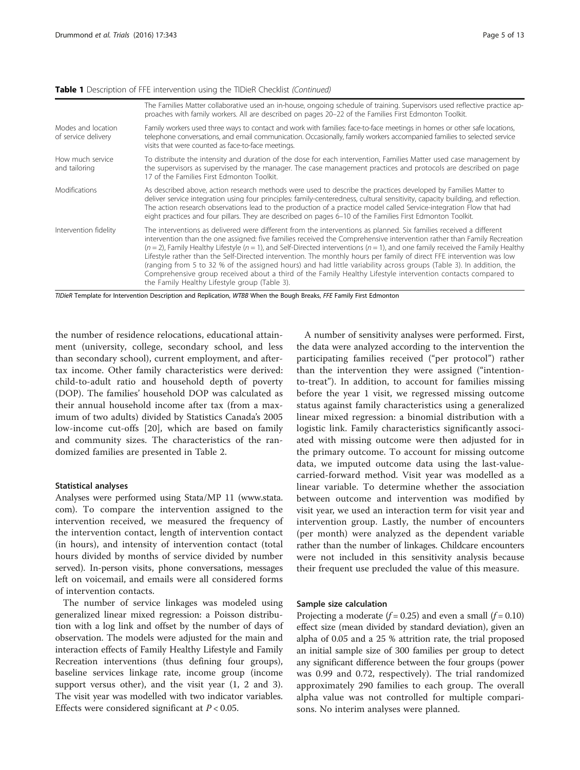**Table 1** Description of FFE intervention using the TIDieR Checklist *(Continued)*

| | |
|---|---|
| | The Families Matter collaborative used an in-house, ongoing schedule of training. Supervisors used reflective practice approaches with family workers. All are described on pages 20–22 of the Families First Edmonton Toolkit. |
| Modes and location of service delivery | Family workers used three ways to contact and work with families: face-to-face meetings in homes or other safe locations, telephone conversations, and email communication. Occasionally, family workers accompanied families to selected service visits that were counted as face-to-face meetings. |
| How much service and tailoring | To distribute the intensity and duration of the dose for each intervention, Families Matter used case management by the supervisors as supervised by the manager. The case management practices and protocols are described on page 17 of the Families First Edmonton Toolkit. |
| Modifications | As described above, action research methods were used to describe the practices developed by Families Matter to deliver service integration using four principles: family-centeredness, cultural sensitivity, capacity building, and reflection. The action research observations lead to the production of a practice model called Service-integration Flow that had eight practices and four pillars. They are described on pages 6–10 of the Families First Edmonton Toolkit. |
| Intervention fidelity | The interventions as delivered were different from the interventions as planned. Six families received a different intervention than the one assigned: five families received the Comprehensive intervention rather than Family Recreation ($n = 2$), Family Healthy Lifestyle ($n = 1$), and Self-Directed interventions ($n = 1$), and one family received the Family Healthy Lifestyle rather than the Self-Directed intervention. The monthly hours per family of direct FFE intervention was low (ranging from 5 to 32 % of the assigned hours) and had little variability across groups (Table 3). In addition, the Comprehensive group received about a third of the Family Healthy Lifestyle intervention contacts compared to the Family Healthy Lifestyle group (Table 3). |

*TIDieR* Template for Intervention Description and Replication, *WTBB* When the Bough Breaks, *FFE* Family First Edmonton

the number of residence relocations, educational attainment (university, college, secondary school, and less than secondary school), current employment, and after-tax income. Other family characteristics were derived: child-to-adult ratio and household depth of poverty (DOP). The families' household DOP was calculated as their annual household income after tax (from a maximum of two adults) divided by Statistics Canada's 2005 low-income cut-offs [20], which are based on family and community sizes. The characteristics of the randomized families are presented in Table 2.

#### Statistical analyses

Analyses were performed using Stata/MP 11 (www.stata.com). To compare the intervention assigned to the intervention received, we measured the frequency of the intervention contact, length of intervention contact (in hours), and intensity of intervention contact (total hours divided by months of service divided by number served). In-person visits, phone conversations, messages left on voicemail, and emails were all considered forms of intervention contacts.

The number of service linkages was modeled using generalized linear mixed regression: a Poisson distribution with a log link and offset by the number of days of observation. The models were adjusted for the main and interaction effects of Family Healthy Lifestyle and Family Recreation interventions (thus defining four groups), baseline services linkage rate, income group (income support versus other), and the visit year (1, 2 and 3). The visit year was modelled with two indicator variables. Effects were considered significant at $P < 0.05$.

A number of sensitivity analyses were performed. First, the data were analyzed according to the intervention the participating families received ("per protocol") rather than the intervention they were assigned ("intention-to-treat"). In addition, to account for families missing before the year 1 visit, we regressed missing outcome status against family characteristics using a generalized linear mixed regression: a binomial distribution with a logistic link. Family characteristics significantly associated with missing outcome were then adjusted for in the primary outcome. To account for missing outcome data, we imputed outcome data using the last-value-carried-forward method. Visit year was modelled as a linear variable. To determine whether the association between outcome and intervention was modified by visit year, we used an interaction term for visit year and intervention group. Lastly, the number of encounters (per month) were analyzed as the dependent variable rather than the number of linkages. Childcare encounters were not included in this sensitivity analysis because their frequent use precluded the value of this measure.

#### Sample size calculation

Projecting a moderate ($f = 0.25$) and even a small ($f = 0.10$) effect size (mean divided by standard deviation), given an alpha of 0.05 and a 25 % attrition rate, the trial proposed an initial sample size of 300 families per group to detect any significant difference between the four groups (power was 0.99 and 0.72, respectively). The trial randomized approximately 290 families to each group. The overall alpha value was not controlled for multiple comparisons. No interim analyses were planned.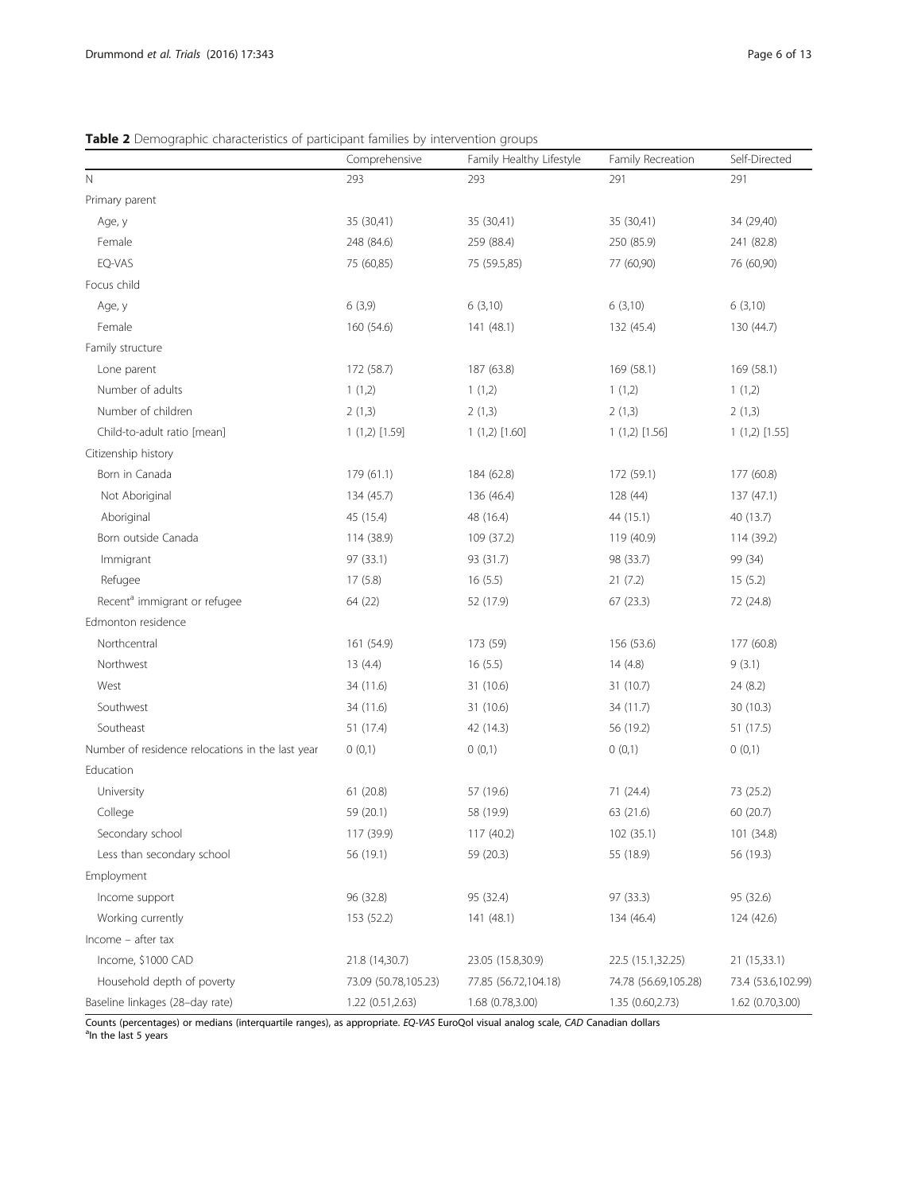**Table 2** Demographic characteristics of participant families by intervention groups

| | Comprehensive | Family Healthy Lifestyle | Family Recreation | Self-Directed |
|---|---|---|---|---|
| N | 293 | 293 | 291 | 291 |
| Primary parent | | | | |
| Age, y | 35 (30,41) | 35 (30,41) | 35 (30,41) | 34 (29,40) |
| Female | 248 (84.6) | 259 (88.4) | 250 (85.9) | 241 (82.8) |
| EQ-VAS | 75 (60,85) | 75 (59.5,85) | 77 (60,90) | 76 (60,90) |
| Focus child | | | | |
| Age, y | 6 (3,9) | 6 (3,10) | 6 (3,10) | 6 (3,10) |
| Female | 160 (54.6) | 141 (48.1) | 132 (45.4) | 130 (44.7) |
| Family structure | | | | |
| Lone parent | 172 (58.7) | 187 (63.8) | 169 (58.1) | 169 (58.1) |
| Number of adults | 1 (1,2) | 1 (1,2) | 1 (1,2) | 1 (1,2) |
| Number of children | 2 (1,3) | 2 (1,3) | 2 (1,3) | 2 (1,3) |
| Child-to-adult ratio [mean] | 1 (1,2) [1.59] | 1 (1,2) [1.60] | 1 (1,2) [1.56] | 1 (1,2) [1.55] |
| Citizenship history | | | | |
| Born in Canada | 179 (61.1) | 184 (62.8) | 172 (59.1) | 177 (60.8) |
| Not Aboriginal | 134 (45.7) | 136 (46.4) | 128 (44) | 137 (47.1) |
| Aboriginal | 45 (15.4) | 48 (16.4) | 44 (15.1) | 40 (13.7) |
| Born outside Canada | 114 (38.9) | 109 (37.2) | 119 (40.9) | 114 (39.2) |
| Immigrant | 97 (33.1) | 93 (31.7) | 98 (33.7) | 99 (34) |
| Refugee | 17 (5.8) | 16 (5.5) | 21 (7.2) | 15 (5.2) |
| Recent[a] immigrant or refugee | 64 (22) | 52 (17.9) | 67 (23.3) | 72 (24.8) |
| Edmonton residence | | | | |
| Northcentral | 161 (54.9) | 173 (59) | 156 (53.6) | 177 (60.8) |
| Northwest | 13 (4.4) | 16 (5.5) | 14 (4.8) | 9 (3.1) |
| West | 34 (11.6) | 31 (10.6) | 31 (10.7) | 24 (8.2) |
| Southwest | 34 (11.6) | 31 (10.6) | 34 (11.7) | 30 (10.3) |
| Southeast | 51 (17.4) | 42 (14.3) | 56 (19.2) | 51 (17.5) |
| Number of residence relocations in the last year | 0 (0,1) | 0 (0,1) | 0 (0,1) | 0 (0,1) |
| Education | | | | |
| University | 61 (20.8) | 57 (19.6) | 71 (24.4) | 73 (25.2) |
| College | 59 (20.1) | 58 (19.9) | 63 (21.6) | 60 (20.7) |
| Secondary school | 117 (39.9) | 117 (40.2) | 102 (35.1) | 101 (34.8) |
| Less than secondary school | 56 (19.1) | 59 (20.3) | 55 (18.9) | 56 (19.3) |
| Employment | | | | |
| Income support | 96 (32.8) | 95 (32.4) | 97 (33.3) | 95 (32.6) |
| Working currently | 153 (52.2) | 141 (48.1) | 134 (46.4) | 124 (42.6) |
| Income – after tax | | | | |
| Income, $1000 CAD | 21.8 (14,30.7) | 23.05 (15.8,30.9) | 22.5 (15.1,32.25) | 21 (15,33.1) |
| Household depth of poverty | 73.09 (50.78,105.23) | 77.85 (56.72,104.18) | 74.78 (56.69,105.28) | 73.4 (53.6,102.99) |
| Baseline linkages (28–day rate) | 1.22 (0.51,2.63) | 1.68 (0.78,3.00) | 1.35 (0.60,2.73) | 1.62 (0.70,3.00) |

Counts (percentages) or medians (interquartile ranges), as appropriate. *EQ-VAS* EuroQol visual analog scale, *CAD* Canadian dollars
[a]In the last 5 years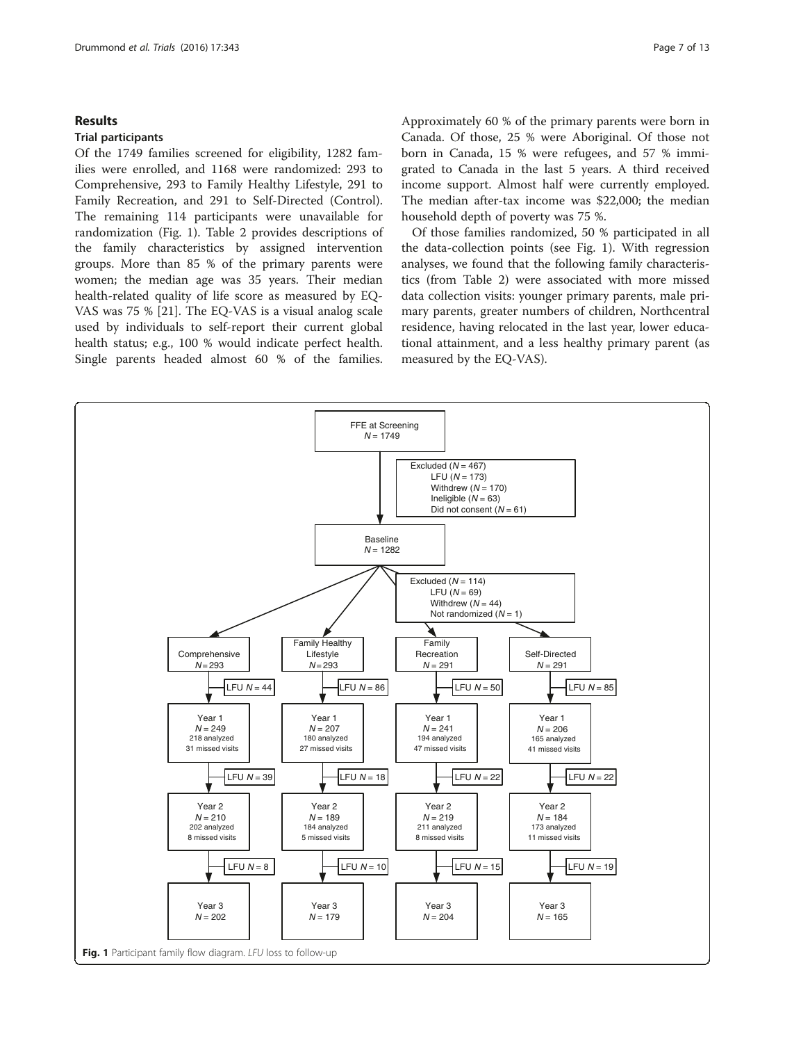## Results

### Trial participants

Of the 1749 families screened for eligibility, 1282 families were enrolled, and 1168 were randomized: 293 to Comprehensive, 293 to Family Healthy Lifestyle, 291 to Family Recreation, and 291 to Self-Directed (Control). The remaining 114 participants were unavailable for randomization (Fig. 1). Table 2 provides descriptions of the family characteristics by assigned intervention groups. More than 85 % of the primary parents were women; the median age was 35 years. Their median health-related quality of life score as measured by EQ-VAS was 75 % [21]. The EQ-VAS is a visual analog scale used by individuals to self-report their current global health status; e.g., 100 % would indicate perfect health. Single parents headed almost 60 % of the families. Approximately 60 % of the primary parents were born in Canada. Of those, 25 % were Aboriginal. Of those not born in Canada, 15 % were refugees, and 57 % immigrated to Canada in the last 5 years. A third received income support. Almost half were currently employed. The median after-tax income was $22,000; the median household depth of poverty was 75 %.

Of those families randomized, 50 % participated in all the data-collection points (see Fig. 1). With regression analyses, we found that the following family characteristics (from Table 2) were associated with more missed data collection visits: younger primary parents, male primary parents, greater numbers of children, Northcentral residence, having relocated in the last year, lower educational attainment, and a less healthy primary parent (as measured by the EQ-VAS).

FFE at Screening
$N$ = 1749

Excluded ($N$ = 467)
LFU ($N$ = 173)
Withdrew ($N$ = 170)
Ineligible ($N$ = 63)
Did not consent ($N$ = 61)

Baseline
$N$ = 1282

Excluded ($N$ = 114)
LFU ($N$ = 69)
Withdrew ($N$ = 44)
Not randomized ($N$ = 1)

| | Comprehensive | Family Healthy Lifestyle | Family Recreation | Self-Directed |
|---|---|---|---|---|
| Randomized | $N$ = 293 | $N$ = 293 | $N$ = 291 | $N$ = 291 |
| LFU | $N$ = 44 | $N$ = 86 | $N$ = 50 | $N$ = 85 |
| Year 1 | $N$ = 249<br>218 analyzed<br>31 missed visits | $N$ = 207<br>180 analyzed<br>27 missed visits | $N$ = 241<br>194 analyzed<br>47 missed visits | $N$ = 206<br>165 analyzed<br>41 missed visits |
| LFU | $N$ = 39 | $N$ = 18 | $N$ = 22 | $N$ = 22 |
| Year 2 | $N$ = 210<br>202 analyzed<br>8 missed visits | $N$ = 189<br>184 analyzed<br>5 missed visits | $N$ = 219<br>211 analyzed<br>8 missed visits | $N$ = 184<br>173 analyzed<br>11 missed visits |
| LFU | $N$ = 8 | $N$ = 10 | $N$ = 15 | $N$ = 19 |
| Year 3 | $N$ = 202 | $N$ = 179 | $N$ = 204 | $N$ = 165 |

**Fig. 1** Participant family flow diagram. *LFU* loss to follow-up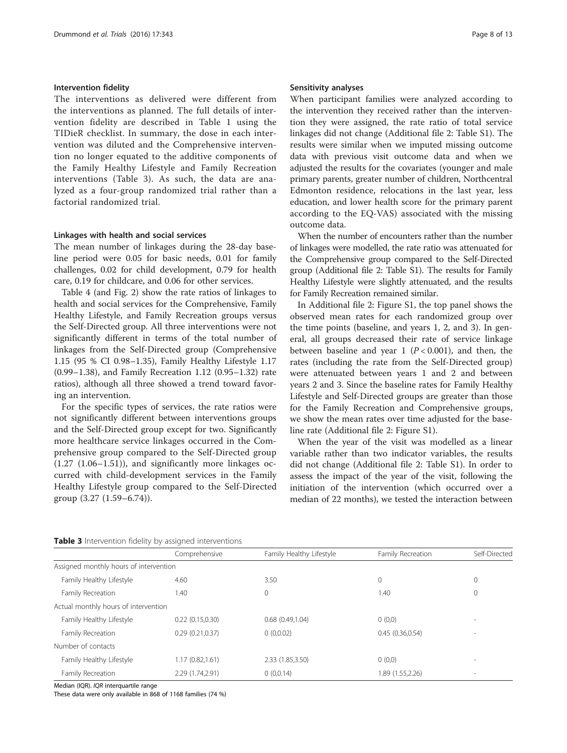### Intervention fidelity

The interventions as delivered were different from the interventions as planned. The full details of intervention fidelity are described in Table 1 using the TIDieR checklist. In summary, the dose in each intervention was diluted and the Comprehensive intervention no longer equated to the additive components of the Family Healthy Lifestyle and Family Recreation interventions (Table 3). As such, the data are analyzed as a four-group randomized trial rather than a factorial randomized trial.

### Linkages with health and social services

The mean number of linkages during the 28-day baseline period were 0.05 for basic needs, 0.01 for family challenges, 0.02 for child development, 0.79 for health care, 0.19 for childcare, and 0.06 for other services.

Table 4 (and Fig. 2) show the rate ratios of linkages to health and social services for the Comprehensive, Family Healthy Lifestyle, and Family Recreation groups versus the Self-Directed group. All three interventions were not significantly different in terms of the total number of linkages from the Self-Directed group (Comprehensive 1.15 (95 % CI 0.98–1.35), Family Healthy Lifestyle 1.17 (0.99–1.38), and Family Recreation 1.12 (0.95–1.32) rate ratios), although all three showed a trend toward favoring an intervention.

For the specific types of services, the rate ratios were not significantly different between interventions groups and the Self-Directed group except for two. Significantly more healthcare service linkages occurred in the Comprehensive group compared to the Self-Directed group (1.27 (1.06–1.51)), and significantly more linkages occurred with child-development services in the Family Healthy Lifestyle group compared to the Self-Directed group (3.27 (1.59–6.74)).

### Sensitivity analyses

When participant families were analyzed according to the intervention they received rather than the intervention they were assigned, the rate ratio of total service linkages did not change (Additional file 2: Table S1). The results were similar when we imputed missing outcome data with previous visit outcome data and when we adjusted the results for the covariates (younger and male primary parents, greater number of children, Northcentral Edmonton residence, relocations in the last year, less education, and lower health score for the primary parent according to the EQ-VAS) associated with the missing outcome data.

When the number of encounters rather than the number of linkages were modelled, the rate ratio was attenuated for the Comprehensive group compared to the Self-Directed group (Additional file 2: Table S1). The results for Family Healthy Lifestyle were slightly attenuated, and the results for Family Recreation remained similar.

In Additional file 2: Figure S1, the top panel shows the observed mean rates for each randomized group over the time points (baseline, and years 1, 2, and 3). In general, all groups decreased their rate of service linkage between baseline and year 1 ($P < 0.001$), and then, the rates (including the rate from the Self-Directed group) were attenuated between years 1 and 2 and between years 2 and 3. Since the baseline rates for Family Healthy Lifestyle and Self-Directed groups are greater than those for the Family Recreation and Comprehensive groups, we show the mean rates over time adjusted for the baseline rate (Additional file 2: Figure S1).

When the year of the visit was modelled as a linear variable rather than two indicator variables, the results did not change (Additional file 2: Table S1). In order to assess the impact of the year of the visit, following the initiation of the intervention (which occurred over a median of 22 months), we tested the interaction between

**Table 3** Intervention fidelity by assigned interventions

| | Comprehensive | Family Healthy Lifestyle | Family Recreation | Self-Directed |
|---|---|---|---|---|
| Assigned monthly hours of intervention | | | | |
| Family Healthy Lifestyle | 4.60 | 3.50 | 0 | 0 |
| Family Recreation | 1.40 | 0 | 1.40 | 0 |
| Actual monthly hours of intervention | | | | |
| Family Healthy Lifestyle | 0.22 (0.15,0.30) | 0.68 (0.49,1.04) | 0 (0,0) | - |
| Family Recreation | 0.29 (0.21,0.37) | 0 (0,0.02) | 0.45 (0.36,0.54) | - |
| Number of contacts | | | | |
| Family Healthy Lifestyle | 1.17 (0.82,1.61) | 2.33 (1.85,3.50) | 0 (0,0) | - |
| Family Recreation | 2.29 (1.74,2.91) | 0 (0,0.14) | 1.89 (1.55,2.26) | - |

Median (IQR). *IQR* interquartile range

These data were only available in 868 of 1168 families (74 %)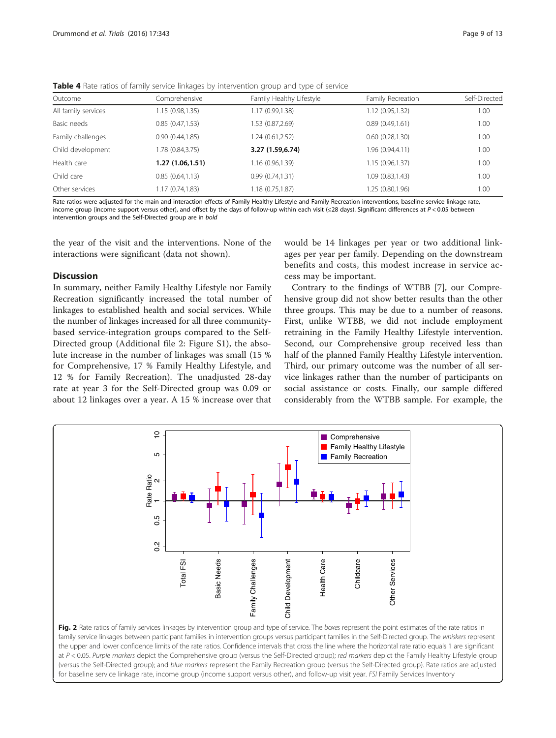**Table 4** Rate ratios of family service linkages by intervention group and type of service

| Outcome | Comprehensive | Family Healthy Lifestyle | Family Recreation | Self-Directed |
|---|---|---|---|---|
| All family services | 1.15 (0.98,1.35) | 1.17 (0.99,1.38) | 1.12 (0.95,1.32) | 1.00 |
| Basic needs | 0.85 (0.47,1.53) | 1.53 (0.87,2.69) | 0.89 (0.49,1.61) | 1.00 |
| Family challenges | 0.90 (0.44,1.85) | 1.24 (0.61,2.52) | 0.60 (0.28,1.30) | 1.00 |
| Child development | 1.78 (0.84,3.75) | **3.27 (1.59,6.74)** | 1.96 (0.94,4.11) | 1.00 |
| Health care | **1.27 (1.06,1.51)** | 1.16 (0.96,1.39) | 1.15 (0.96,1.37) | 1.00 |
| Child care | 0.85 (0.64,1.13) | 0.99 (0.74,1.31) | 1.09 (0.83,1.43) | 1.00 |
| Other services | 1.17 (0.74,1.83) | 1.18 (0.75,1.87) | 1.25 (0.80,1.96) | 1.00 |

Rate ratios were adjusted for the main and interaction effects of Family Healthy Lifestyle and Family Recreation interventions, baseline service linkage rate, income group (income support versus other), and offset by the days of follow-up within each visit (≤28 days). Significant differences at $P < 0.05$ between intervention groups and the Self-Directed group are in *bold*

the year of the visit and the interventions. None of the interactions were significant (data not shown).

## Discussion

In summary, neither Family Healthy Lifestyle nor Family Recreation significantly increased the total number of linkages to established health and social services. While the number of linkages increased for all three community-based service-integration groups compared to the Self-Directed group (Additional file 2: Figure S1), the absolute increase in the number of linkages was small (15 % for Comprehensive, 17 % Family Healthy Lifestyle, and 12 % for Family Recreation). The unadjusted 28-day rate at year 3 for the Self-Directed group was 0.09 or about 12 linkages over a year. A 15 % increase over that would be 14 linkages per year or two additional linkages per year per family. Depending on the downstream benefits and costs, this modest increase in service access may be important.

Contrary to the findings of WTBB [7], our Comprehensive group did not show better results than the other three groups. This may be due to a number of reasons. First, unlike WTBB, we did not include employment retraining in the Family Healthy Lifestyle intervention. Second, our Comprehensive group received less than half of the planned Family Healthy Lifestyle intervention. Third, our primary outcome was the number of all service linkages rather than the number of participants on social assistance or costs. Finally, our sample differed considerably from the WTBB sample. For example, the

**Fig. 2** Rate ratios of family services linkages by intervention group and type of service. The *boxes* represent the point estimates of the rate ratios in family service linkages between participant families in intervention groups versus participant families in the Self-Directed group. The *whiskers* represent the upper and lower confidence limits of the rate ratios. Confidence intervals that cross the line where the horizontal rate ratio equals 1 are significant at $P < 0.05$. *Purple markers* depict the Comprehensive group (versus the Self-Directed group); *red markers* depict the Family Healthy Lifestyle group (versus the Self-Directed group); and *blue markers* represent the Family Recreation group (versus the Self-Directed group). Rate ratios are adjusted for baseline service linkage rate, income group (income support versus other), and follow-up visit year. *FSI* Family Services Inventory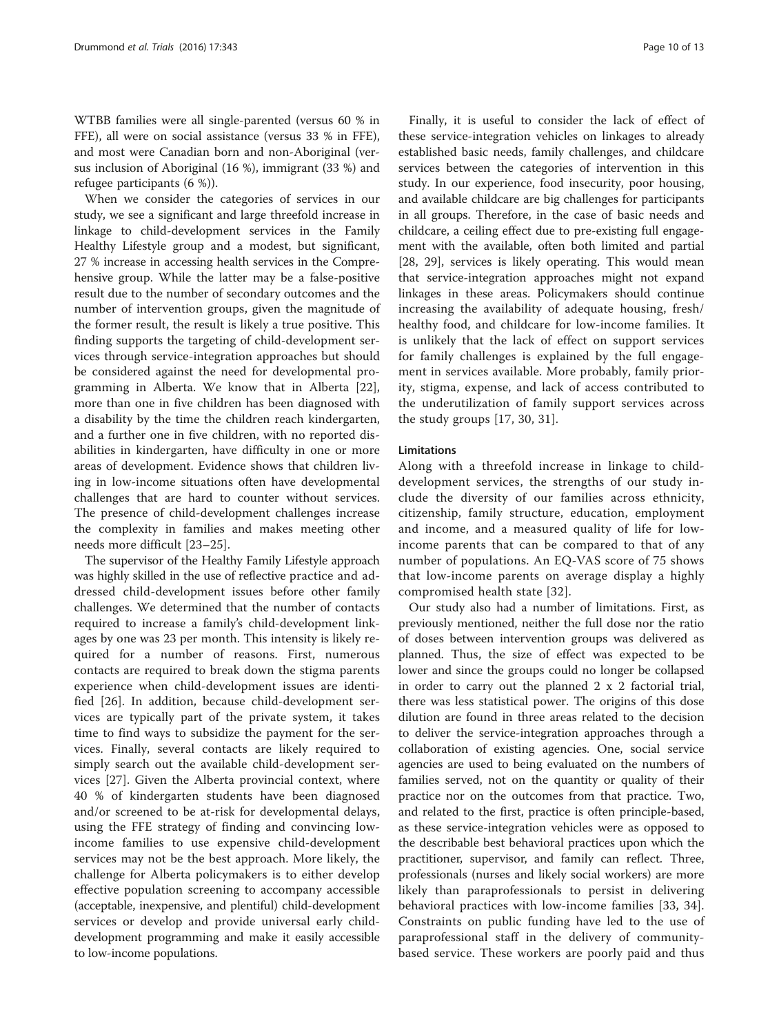WTBB families were all single-parented (versus 60 % in FFE), all were on social assistance (versus 33 % in FFE), and most were Canadian born and non-Aboriginal (versus inclusion of Aboriginal (16 %), immigrant (33 %) and refugee participants (6 %)).

When we consider the categories of services in our study, we see a significant and large threefold increase in linkage to child-development services in the Family Healthy Lifestyle group and a modest, but significant, 27 % increase in accessing health services in the Comprehensive group. While the latter may be a false-positive result due to the number of secondary outcomes and the number of intervention groups, given the magnitude of the former result, the result is likely a true positive. This finding supports the targeting of child-development services through service-integration approaches but should be considered against the need for developmental programming in Alberta. We know that in Alberta [22], more than one in five children has been diagnosed with a disability by the time the children reach kindergarten, and a further one in five children, with no reported disabilities in kindergarten, have difficulty in one or more areas of development. Evidence shows that children living in low-income situations often have developmental challenges that are hard to counter without services. The presence of child-development challenges increase the complexity in families and makes meeting other needs more difficult [23–25].

The supervisor of the Healthy Family Lifestyle approach was highly skilled in the use of reflective practice and addressed child-development issues before other family challenges. We determined that the number of contacts required to increase a family's child-development linkages by one was 23 per month. This intensity is likely required for a number of reasons. First, numerous contacts are required to break down the stigma parents experience when child-development issues are identified [26]. In addition, because child-development services are typically part of the private system, it takes time to find ways to subsidize the payment for the services. Finally, several contacts are likely required to simply search out the available child-development services [27]. Given the Alberta provincial context, where 40 % of kindergarten students have been diagnosed and/or screened to be at-risk for developmental delays, using the FFE strategy of finding and convincing low-income families to use expensive child-development services may not be the best approach. More likely, the challenge for Alberta policymakers is to either develop effective population screening to accompany accessible (acceptable, inexpensive, and plentiful) child-development services or develop and provide universal early child-development programming and make it easily accessible to low-income populations.

Finally, it is useful to consider the lack of effect of these service-integration vehicles on linkages to already established basic needs, family challenges, and childcare services between the categories of intervention in this study. In our experience, food insecurity, poor housing, and available childcare are big challenges for participants in all groups. Therefore, in the case of basic needs and childcare, a ceiling effect due to pre-existing full engagement with the available, often both limited and partial [28, 29], services is likely operating. This would mean that service-integration approaches might not expand linkages in these areas. Policymakers should continue increasing the availability of adequate housing, fresh/healthy food, and childcare for low-income families. It is unlikely that the lack of effect on support services for family challenges is explained by the full engagement in services available. More probably, family priority, stigma, expense, and lack of access contributed to the underutilization of family support services across the study groups [17, 30, 31].

### Limitations

Along with a threefold increase in linkage to child-development services, the strengths of our study include the diversity of our families across ethnicity, citizenship, family structure, education, employment and income, and a measured quality of life for low-income parents that can be compared to that of any number of populations. An EQ-VAS score of 75 shows that low-income parents on average display a highly compromised health state [32].

Our study also had a number of limitations. First, as previously mentioned, neither the full dose nor the ratio of doses between intervention groups was delivered as planned. Thus, the size of effect was expected to be lower and since the groups could no longer be collapsed in order to carry out the planned 2 x 2 factorial trial, there was less statistical power. The origins of this dose dilution are found in three areas related to the decision to deliver the service-integration approaches through a collaboration of existing agencies. One, social service agencies are used to being evaluated on the numbers of families served, not on the quantity or quality of their practice nor on the outcomes from that practice. Two, and related to the first, practice is often principle-based, as these service-integration vehicles were as opposed to the describable best behavioral practices upon which the practitioner, supervisor, and family can reflect. Three, professionals (nurses and likely social workers) are more likely than paraprofessionals to persist in delivering behavioral practices with low-income families [33, 34]. Constraints on public funding have led to the use of paraprofessional staff in the delivery of community-based service. These workers are poorly paid and thus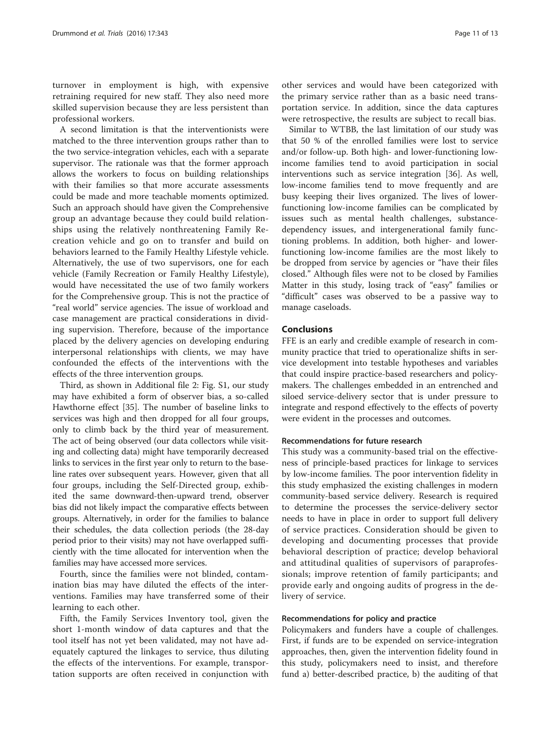turnover in employment is high, with expensive retraining required for new staff. They also need more skilled supervision because they are less persistent than professional workers.

A second limitation is that the interventionists were matched to the three intervention groups rather than to the two service-integration vehicles, each with a separate supervisor. The rationale was that the former approach allows the workers to focus on building relationships with their families so that more accurate assessments could be made and more teachable moments optimized. Such an approach should have given the Comprehensive group an advantage because they could build relationships using the relatively nonthreatening Family Recreation vehicle and go on to transfer and build on behaviors learned to the Family Healthy Lifestyle vehicle. Alternatively, the use of two supervisors, one for each vehicle (Family Recreation or Family Healthy Lifestyle), would have necessitated the use of two family workers for the Comprehensive group. This is not the practice of "real world" service agencies. The issue of workload and case management are practical considerations in dividing supervision. Therefore, because of the importance placed by the delivery agencies on developing enduring interpersonal relationships with clients, we may have confounded the effects of the interventions with the effects of the three intervention groups.

Third, as shown in Additional file 2: Fig. S1, our study may have exhibited a form of observer bias, a so-called Hawthorne effect [35]. The number of baseline links to services was high and then dropped for all four groups, only to climb back by the third year of measurement. The act of being observed (our data collectors while visiting and collecting data) might have temporarily decreased links to services in the first year only to return to the baseline rates over subsequent years. However, given that all four groups, including the Self-Directed group, exhibited the same downward-then-upward trend, observer bias did not likely impact the comparative effects between groups. Alternatively, in order for the families to balance their schedules, the data collection periods (the 28-day period prior to their visits) may not have overlapped sufficiently with the time allocated for intervention when the families may have accessed more services.

Fourth, since the families were not blinded, contamination bias may have diluted the effects of the interventions. Families may have transferred some of their learning to each other.

Fifth, the Family Services Inventory tool, given the short 1-month window of data captures and that the tool itself has not yet been validated, may not have adequately captured the linkages to service, thus diluting the effects of the interventions. For example, transportation supports are often received in conjunction with other services and would have been categorized with the primary service rather than as a basic need transportation service. In addition, since the data captures were retrospective, the results are subject to recall bias.

Similar to WTBB, the last limitation of our study was that 50 % of the enrolled families were lost to service and/or follow-up. Both high- and lower-functioning low-income families tend to avoid participation in social interventions such as service integration [36]. As well, low-income families tend to move frequently and are busy keeping their lives organized. The lives of lower-functioning low-income families can be complicated by issues such as mental health challenges, substance-dependency issues, and intergenerational family functioning problems. In addition, both higher- and lower-functioning low-income families are the most likely to be dropped from service by agencies or "have their files closed." Although files were not to be closed by Families Matter in this study, losing track of "easy" families or "difficult" cases was observed to be a passive way to manage caseloads.

## Conclusions

FFE is an early and credible example of research in community practice that tried to operationalize shifts in service development into testable hypotheses and variables that could inspire practice-based researchers and policymakers. The challenges embedded in an entrenched and siloed service-delivery sector that is under pressure to integrate and respond effectively to the effects of poverty were evident in the processes and outcomes.

### Recommendations for future research

This study was a community-based trial on the effectiveness of principle-based practices for linkage to services by low-income families. The poor intervention fidelity in this study emphasized the existing challenges in modern community-based service delivery. Research is required to determine the processes the service-delivery sector needs to have in place in order to support full delivery of service practices. Consideration should be given to developing and documenting processes that provide behavioral description of practice; develop behavioral and attitudinal qualities of supervisors of paraprofessionals; improve retention of family participants; and provide early and ongoing audits of progress in the delivery of service.

### Recommendations for policy and practice

Policymakers and funders have a couple of challenges. First, if funds are to be expended on service-integration approaches, then, given the intervention fidelity found in this study, policymakers need to insist, and therefore fund a) better-described practice, b) the auditing of that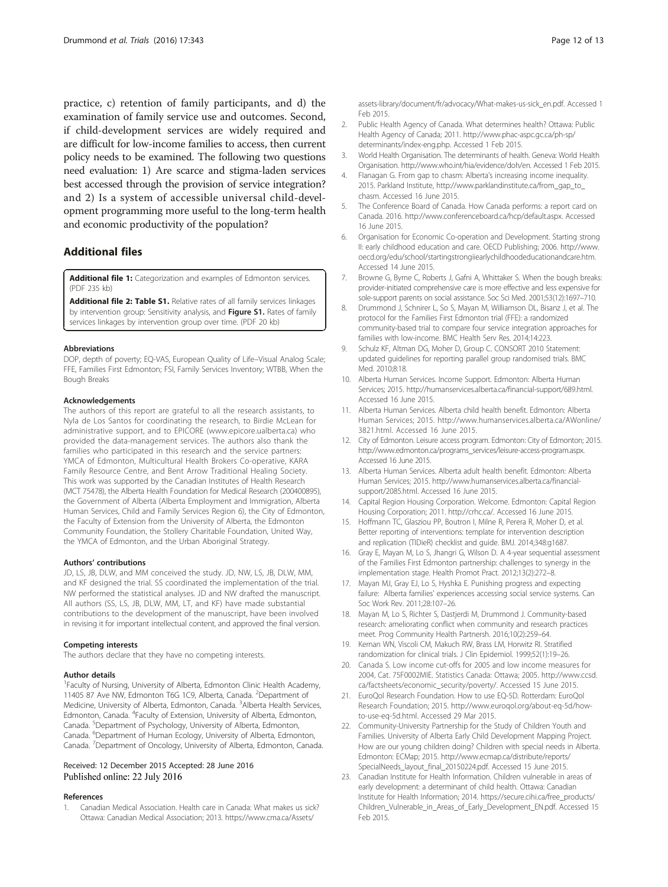practice, c) retention of family participants, and d) the examination of family service use and outcomes. Second, if child-development services are widely required and are difficult for low-income families to access, then current policy needs to be examined. The following two questions need evaluation: 1) Are scarce and stigma-laden services best accessed through the provision of service integration? and 2) Is a system of accessible universal child-development programming more useful to the long-term health and economic productivity of the population?

## Additional files

**Additional file 1:** Categorization and examples of Edmonton services. (PDF 235 kb)

**Additional file 2: Table S1.** Relative rates of all family services linkages by intervention group: Sensitivity analysis, and **Figure S1.** Rates of family services linkages by intervention group over time. (PDF 20 kb)

#### Abbreviations

DOP, depth of poverty; EQ-VAS, European Quality of Life–Visual Analog Scale; FFE, Families First Edmonton; FSI, Family Services Inventory; WTBB, When the Bough Breaks

#### Acknowledgements

The authors of this report are grateful to all the research assistants, to Nyla de Los Santos for coordinating the research, to Birdie McLean for administrative support, and to EPICORE (www.epicore.ualberta.ca) who provided the data-management services. The authors also thank the families who participated in this research and the service partners: YMCA of Edmonton, Multicultural Health Brokers Co-operative, KARA Family Resource Centre, and Bent Arrow Traditional Healing Society. This work was supported by the Canadian Institutes of Health Research (MCT 75478), the Alberta Health Foundation for Medical Research (200400895), the Government of Alberta (Alberta Employment and Immigration, Alberta Human Services, Child and Family Services Region 6), the City of Edmonton, the Faculty of Extension from the University of Alberta, the Edmonton Community Foundation, the Stollery Charitable Foundation, United Way, the YMCA of Edmonton, and the Urban Aboriginal Strategy.

#### Authors' contributions

JD, LS, JB, DLW, and MM conceived the study. JD, NW, LS, JB, DLW, MM, and KF designed the trial. SS coordinated the implementation of the trial. NW performed the statistical analyses. JD and NW drafted the manuscript. All authors (SS, LS, JB, DLW, MM, LT, and KF) have made substantial contributions to the development of the manuscript, have been involved in revising it for important intellectual content, and approved the final version.

#### Competing interests

The authors declare that they have no competing interests.

#### Author details

[1]Faculty of Nursing, University of Alberta, Edmonton Clinic Health Academy, 11405 87 Ave NW, Edmonton T6G 1C9, Alberta, Canada. [2]Department of Medicine, University of Alberta, Edmonton, Canada. [3]Alberta Health Services, Edmonton, Canada. [4]Faculty of Extension, University of Alberta, Edmonton, Canada. [5]Department of Psychology, University of Alberta, Edmonton, Canada. [6]Department of Human Ecology, University of Alberta, Edmonton, Canada. [7]Department of Oncology, University of Alberta, Edmonton, Canada.

Received: 12 December 2015 Accepted: 28 June 2016
Published online: 22 July 2016

#### References

1. Canadian Medical Association. Health care in Canada: What makes us sick? Ottawa: Canadian Medical Association; 2013. https://www.cma.ca/Assets/assets-library/document/fr/advocacy/What-makes-us-sick_en.pdf. Accessed 1 Feb 2015.
2. Public Health Agency of Canada. What determines health? Ottawa: Public Health Agency of Canada; 2011. http://www.phac-aspc.gc.ca/ph-sp/determinants/index-eng.php. Accessed 1 Feb 2015.
3. World Health Organisation. The determinants of health. Geneva: World Health Organisation. http://www.who.int/hia/evidence/doh/en. Accessed 1 Feb 2015.
4. Flanagan G. From gap to chasm: Alberta's increasing income inequality. 2015. Parkland Institute, http://www.parklandinstitute.ca/from_gap_to_chasm. Accessed 16 June 2015.
5. The Conference Board of Canada. How Canada performs: a report card on Canada. 2016. http://www.conferenceboard.ca/hcp/default.aspx. Accessed 16 June 2015.
6. Organisation for Economic Co-operation and Development. Starting strong II: early childhood education and care. OECD Publishing; 2006. http://www.oecd.org/edu/school/startingstrongiiearlychildhoodeducationandcare.htm. Accessed 14 June 2015.
7. Browne G, Byrne C, Roberts J, Gafni A, Whittaker S. When the bough breaks: provider-initiated comprehensive care is more effective and less expensive for sole-support parents on social assistance. Soc Sci Med. 2001;53(12):1697–710.
8. Drummond J, Schnirer L, So S, Mayan M, Williamson DL, Bisanz J, et al. The protocol for the Families First Edmonton trial (FFE): a randomized community-based trial to compare four service integration approaches for families with low-income. BMC Health Serv Res. 2014;14:223.
9. Schulz KF, Altman DG, Moher D, Group C. CONSORT 2010 Statement: updated guidelines for reporting parallel group randomised trials. BMC Med. 2010;8:18.
10. Alberta Human Services. Income Support. Edmonton: Alberta Human Services; 2015. http://humanservices.alberta.ca/financial-support/689.html. Accessed 16 June 2015.
11. Alberta Human Services. Alberta child health benefit. Edmonton: Alberta Human Services; 2015. http://www.humanservices.alberta.ca/AWonline/3821.html. Accessed 16 June 2015.
12. City of Edmonton. Leisure access program. Edmonton: City of Edmonton; 2015. http://www.edmonton.ca/programs_services/leisure-access-program.aspx. Accessed 16 June 2015.
13. Alberta Human Services. Alberta adult health benefit. Edmonton: Alberta Human Services; 2015. http://www.humanservices.alberta.ca/financial-support/2085.html. Accessed 16 June 2015.
14. Capital Region Housing Corporation. Welcome. Edmonton: Capital Region Housing Corporation; 2011. http://crhc.ca/. Accessed 16 June 2015.
15. Hoffmann TC, Glasziou PP, Boutron I, Milne R, Perera R, Moher D, et al. Better reporting of interventions: template for intervention description and replication (TIDieR) checklist and guide. BMJ. 2014;348:g1687.
16. Gray E, Mayan M, Lo S, Jhangri G, Wilson D. A 4-year sequential assessment of the Families First Edmonton partnership: challenges to synergy in the implementation stage. Health Promot Pract. 2012;13(2):272–8.
17. Mayan MJ, Gray EJ, Lo S, Hyshka E. Punishing progress and expecting failure: Alberta families' experiences accessing social service systems. Can Soc Work Rev. 2011;28:107–26.
18. Mayan M, Lo S, Richter S, Dastjerdi M, Drummond J. Community-based research: ameliorating conflict when community and research practices meet. Prog Community Health Partnersh. 2016;10(2):259–64.
19. Kernan WN, Viscoli CM, Makuch RW, Brass LM, Horwitz RI. Stratified randomization for clinical trials. J Clin Epidemiol. 1999;52(1):19–26.
20. Canada S. Low income cut-offs for 2005 and low income measures for 2004, Cat. 75F0002MIE. Statistics Canada: Ottawa; 2005. http://www.ccsd.ca/factsheets/economic_security/poverty/. Accessed 15 June 2015.
21. EuroQol Research Foundation. How to use EQ-5D. Rotterdam: EuroQol Research Foundation; 2015. http://www.euroqol.org/about-eq-5d/how-to-use-eq-5d.html. Accessed 29 Mar 2015.
22. Community-University Partnership for the Study of Children Youth and Families. University of Alberta Early Child Development Mapping Project. How are our young children doing? Children with special needs in Alberta. Edmonton: ECMap; 2015. http://www.ecmap.ca/distribute/reports/SpecialNeeds_layout_final_20150224.pdf. Accessed 15 June 2015.
23. Canadian Institute for Health Information. Children vulnerable in areas of early development: a determinant of child health. Ottawa: Canadian Institute for Health Information; 2014. https://secure.cihi.ca/free_products/Children_Vulnerable_in_Areas_of_Early_Development_EN.pdf. Accessed 15 Feb 2015.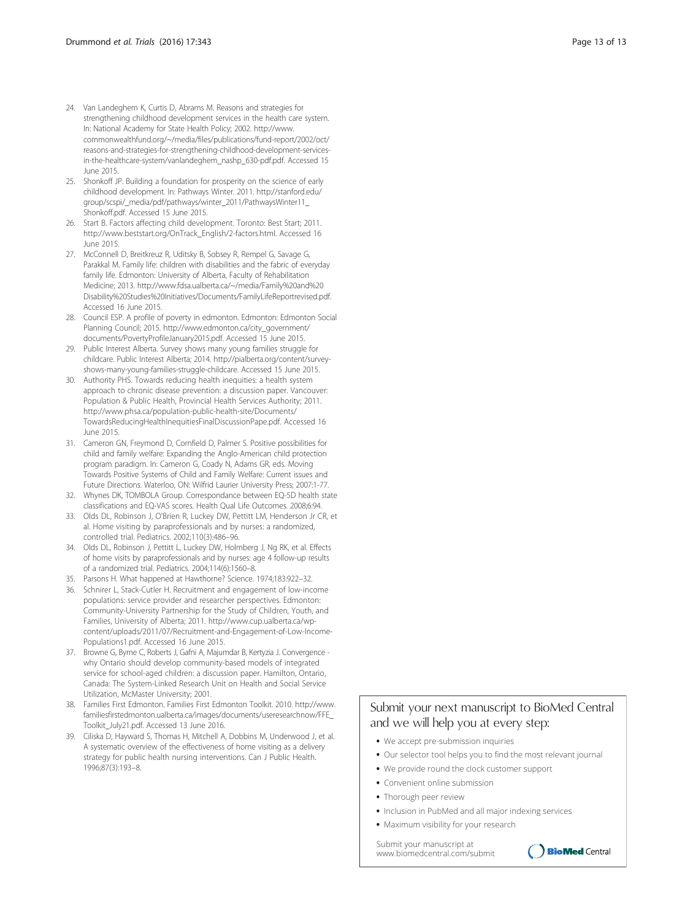24. Van Landeghem K, Curtis D, Abrams M. Reasons and strategies for strengthening childhood development services in the health care system. In: National Academy for State Health Policy; 2002. http://www.commonwealthfund.org/~/media/files/publications/fund-report/2002/oct/reasons-and-strategies-for-strengthening-childhood-development-services-in-the-healthcare-system/vanlandeghem_nashp_630-pdf.pdf. Accessed 15 June 2015.
25. Shonkoff JP. Building a foundation for prosperity on the science of early childhood development. In: Pathways Winter. 2011. http://stanford.edu/group/scspi/_media/pdf/pathways/winter_2011/PathwaysWinter11_Shonkoff.pdf. Accessed 15 June 2015.
26. Start B. Factors affecting child development. Toronto: Best Start; 2011. http://www.beststart.org/OnTrack_English/2-factors.html. Accessed 16 June 2015.
27. McConnell D, Breitkreuz R, Uditsky B, Sobsey R, Rempel G, Savage G, Parakkal M. Family life: children with disabilities and the fabric of everyday family life. Edmonton: University of Alberta, Faculty of Rehabilitation Medicine; 2013. http://www.fdsa.ualberta.ca/~/media/Family%20and%20Disability%20Studies%20Initiatives/Documents/FamilyLifeReportrevised.pdf. Accessed 16 June 2015.
28. Council ESP. A profile of poverty in edmonton. Edmonton: Edmonton Social Planning Council; 2015. http://www.edmonton.ca/city_government/documents/PovertyProfileJanuary2015.pdf. Accessed 15 June 2015.
29. Public Interest Alberta. Survey shows many young families struggle for childcare. Public Interest Alberta; 2014. http://pialberta.org/content/survey-shows-many-young-families-struggle-childcare. Accessed 15 June 2015.
30. Authority PHS. Towards reducing health inequities: a health system approach to chronic disease prevention: a discussion paper. Vancouver: Population & Public Health, Provincial Health Services Authority; 2011. http://www.phsa.ca/population-public-health-site/Documents/TowardsReducingHealthInequitiesFinalDiscussionPape.pdf. Accessed 16 June 2015.
31. Cameron GN, Freymond D, Cornfield D, Palmer S. Positive possibilities for child and family welfare: Expanding the Anglo-American child protection program paradigm. In: Cameron G, Coady N, Adams GR, eds. Moving Towards Positive Systems of Child and Family Welfare: Current issues and Future Directions. Waterloo, ON: Wilfrid Laurier University Press; 2007:1-77.
32. Whynes DK, TOMBOLA Group. Correspondance between EQ-5D health state classifications and EQ-VAS scores. Health Qual Life Outcomes. 2008;6:94.
33. Olds DL, Robinson J, O'Brien R, Luckey DW, Pettitt LM, Henderson Jr CR, et al. Home visiting by paraprofessionals and by nurses: a randomized, controlled trial. Pediatrics. 2002;110(3):486–96.
34. Olds DL, Robinson J, Pettitt L, Luckey DW, Holmberg J, Ng RK, et al. Effects of home visits by paraprofessionals and by nurses: age 4 follow-up results of a randomized trial. Pediatrics. 2004;114(6):1560–8.
35. Parsons H. What happened at Hawthorne? Science. 1974;183:922–32.
36. Schnirer L, Stack-Cutler H. Recruitment and engagement of low-income populations: service provider and researcher perspectives. Edmonton: Community-University Partnership for the Study of Children, Youth, and Families, University of Alberta; 2011. http://www.cup.ualberta.ca/wp-content/uploads/2011/07/Recruitment-and-Engagement-of-Low-Income-Populations1.pdf. Accessed 16 June 2015.
37. Browne G, Byrne C, Roberts J, Gafni A, Majumdar B, Kertyzia J. Convergence - why Ontario should develop community-based models of integrated service for school-aged children: a discussion paper. Hamilton, Ontario, Canada: The System-Linked Research Unit on Health and Social Service Utilization, McMaster University; 2001.
38. Families First Edmonton. Families First Edmonton Toolkit. 2010. http://www.familiesfirstedmonton.ualberta.ca/images/documents/useresearchnow/FFE_Toolkit_July21.pdf. Accessed 13 June 2016.
39. Ciliska D, Hayward S, Thomas H, Mitchell A, Dobbins M, Underwood J, et al. A systematic overview of the effectiveness of home visiting as a delivery strategy for public health nursing interventions. Can J Public Health. 1996;87(3):193–8.

Submit your next manuscript to BioMed Central and we will help you at every step:

- We accept pre-submission inquiries
- Our selector tool helps you to find the most relevant journal
- We provide round the clock customer support
- Convenient online submission
- Thorough peer review
- Inclusion in PubMed and all major indexing services
- Maximum visibility for your research

Submit your manuscript at www.biomedcentral.com/submit

BioMed Central